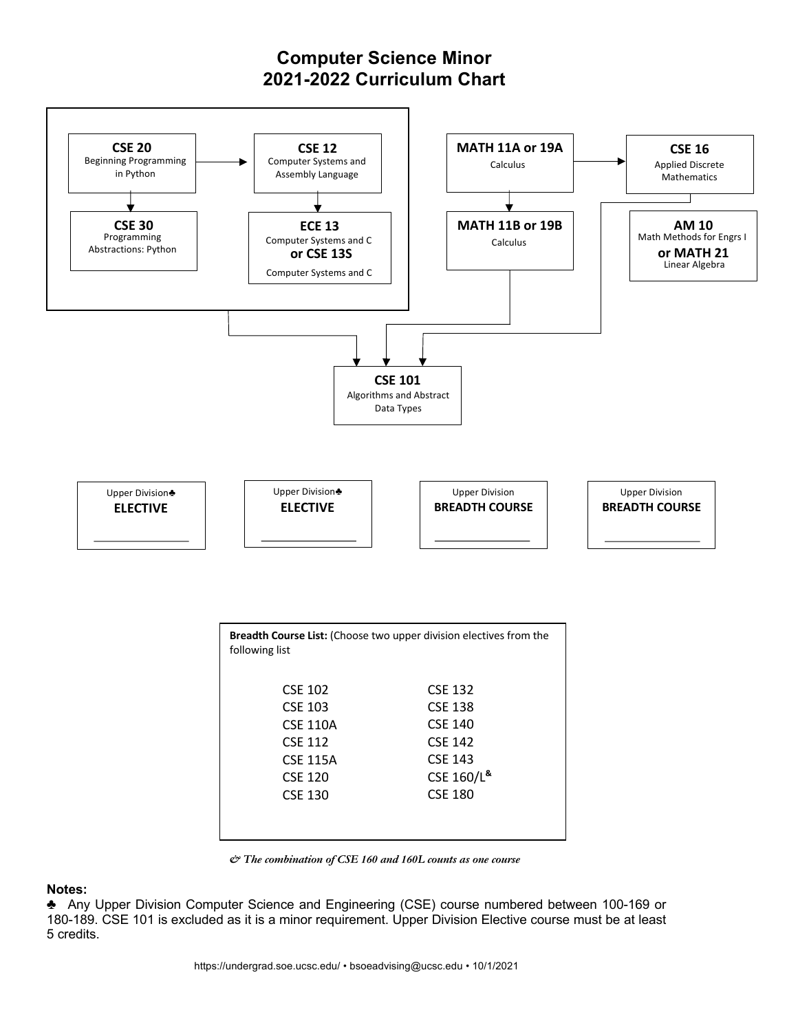# Computer Science Minor
## 2021-2022 Curriculum Chart

**CSE 20** Beginning Programming in Python → **CSE 12** Computer Systems and Assembly Language

**CSE 20** → **CSE 30** Programming Abstractions: Python

**CSE 12** → **ECE 13** Computer Systems and C **or CSE 13S** Computer Systems and C

**MATH 11A or 19A** Calculus → **CSE 16** Applied Discrete Mathematics

**MATH 11A or 19A** → **MATH 11B or 19B** Calculus

**AM 10** Math Methods for Engrs I **or MATH 21** Linear Algebra

(CSE 20, CSE 12, CSE 30, ECE 13/CSE 13S), MATH 11B or 19B, CSE 16 → **CSE 101** Algorithms and Abstract Data Types

| Upper Division♣ **ELECTIVE** | Upper Division♣ **ELECTIVE** | Upper Division **BREADTH COURSE** | Upper Division **BREADTH COURSE** |
|---|---|---|---|
| ________________ | ________________ | ________________ | ________________ |

**Breadth Course List:** (Choose two upper division electives from the following list

| | |
|---|---|
| CSE 102 | CSE 132 |
| CSE 103 | CSE 138 |
| CSE 110A | CSE 140 |
| CSE 112 | CSE 142 |
| CSE 115A | CSE 143 |
| CSE 120 | CSE 160/L[&] |
| CSE 130 | CSE 180 |

*& The combination of CSE 160 and 160L counts as one course*

**Notes:**

♣ Any Upper Division Computer Science and Engineering (CSE) course numbered between 100-169 or 180-189. CSE 101 is excluded as it is a minor requirement. Upper Division Elective course must be at least 5 credits.

https://undergrad.soe.ucsc.edu/ • bsoeadvising@ucsc.edu • 10/1/2021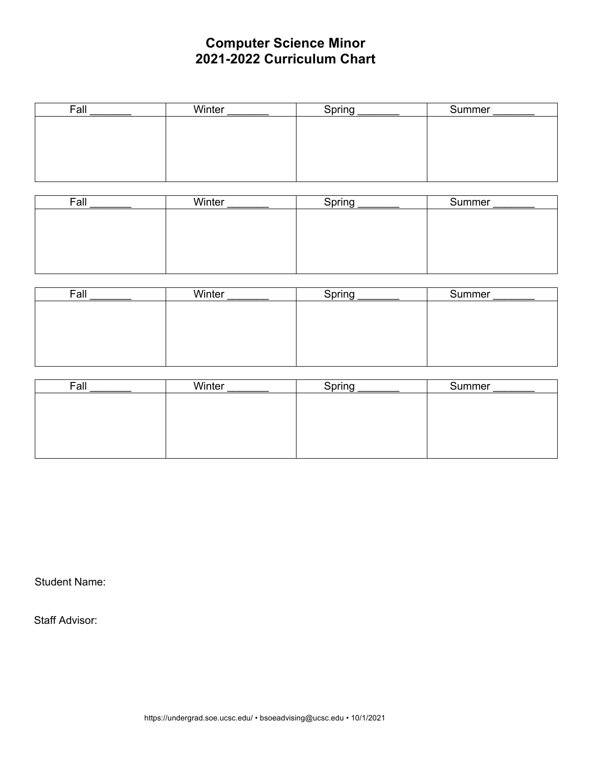# Computer Science Minor
# 2021-2022 Curriculum Chart

| Fall _______ | Winter _______ | Spring _______ | Summer _______ |
|---|---|---|---|
| | | | |

| Fall _______ | Winter _______ | Spring _______ | Summer _______ |
|---|---|---|---|
| | | | |

| Fall _______ | Winter _______ | Spring _______ | Summer _______ |
|---|---|---|---|
| | | | |

| Fall _______ | Winter _______ | Spring _______ | Summer _______ |
|---|---|---|---|
| | | | |

Student Name:

Staff Advisor:

https://undergrad.soe.ucsc.edu/ • bsoeadvising@ucsc.edu • 10/1/2021